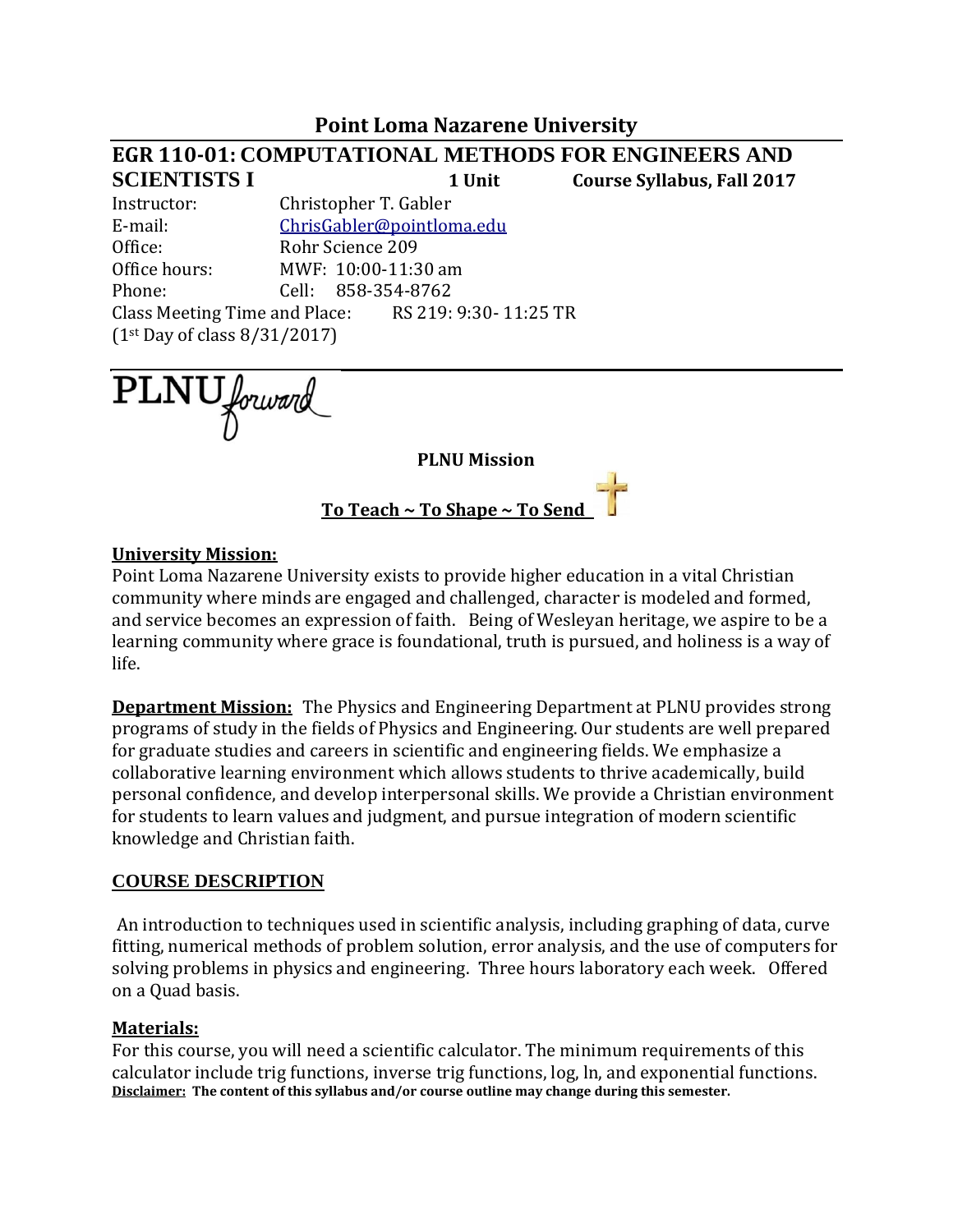# Point Loma Nazarene University

## EGR 110-01: COMPUTATIONAL METHODS FOR ENGINEERS AND SCIENTISTS I

**1 Unit** **Course Syllabus, Fall 2017**

Instructor: Christopher T. Gabler
E-mail: ChrisGabler@pointloma.edu
Office: Rohr Science 209
Office hours: MWF: 10:00-11:30 am
Phone: Cell: 858-354-8762
Class Meeting Time and Place: RS 219: 9:30- 11:25 TR
(1st Day of class 8/31/2017)

PLNU forward

**PLNU Mission**

**To Teach ~ To Shape ~ To Send**

**University Mission:**
Point Loma Nazarene University exists to provide higher education in a vital Christian community where minds are engaged and challenged, character is modeled and formed, and service becomes an expression of faith. Being of Wesleyan heritage, we aspire to be a learning community where grace is foundational, truth is pursued, and holiness is a way of life.

**Department Mission:** The Physics and Engineering Department at PLNU provides strong programs of study in the fields of Physics and Engineering. Our students are well prepared for graduate studies and careers in scientific and engineering fields. We emphasize a collaborative learning environment which allows students to thrive academically, build personal confidence, and develop interpersonal skills. We provide a Christian environment for students to learn values and judgment, and pursue integration of modern scientific knowledge and Christian faith.

## COURSE DESCRIPTION

An introduction to techniques used in scientific analysis, including graphing of data, curve fitting, numerical methods of problem solution, error analysis, and the use of computers for solving problems in physics and engineering. Three hours laboratory each week. Offered on a Quad basis.

**Materials:**
For this course, you will need a scientific calculator. The minimum requirements of this calculator include trig functions, inverse trig functions, log, ln, and exponential functions.

**Disclaimer: The content of this syllabus and/or course outline may change during this semester.**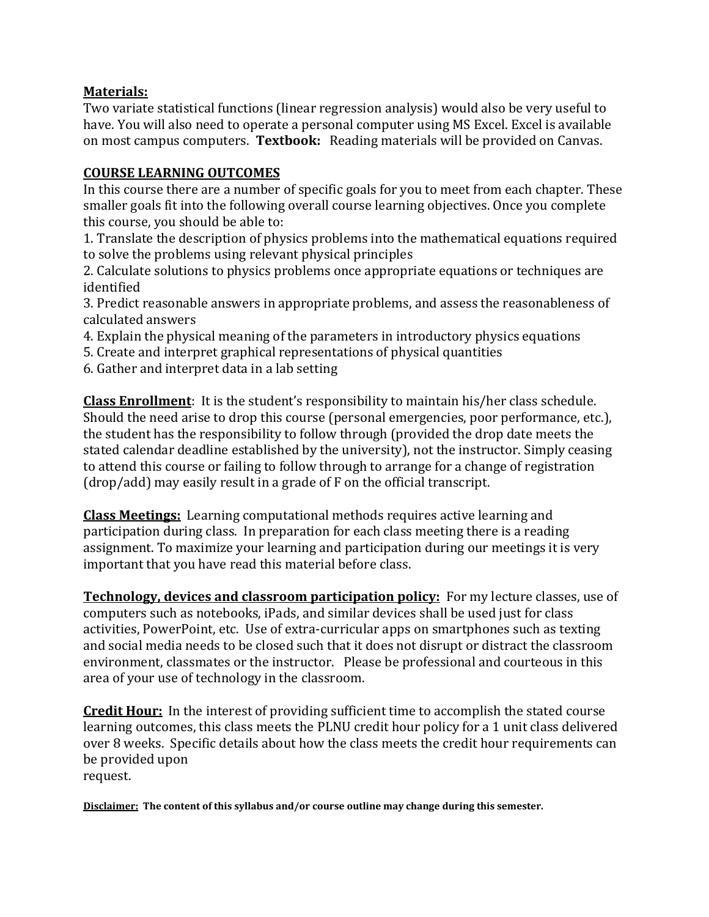**Materials:**
Two variate statistical functions (linear regression analysis) would also be very useful to have. You will also need to operate a personal computer using MS Excel. Excel is available on most campus computers. **Textbook:** Reading materials will be provided on Canvas.

**COURSE LEARNING OUTCOMES**
In this course there are a number of specific goals for you to meet from each chapter. These smaller goals fit into the following overall course learning objectives. Once you complete this course, you should be able to:

1. Translate the description of physics problems into the mathematical equations required to solve the problems using relevant physical principles
2. Calculate solutions to physics problems once appropriate equations or techniques are identified
3. Predict reasonable answers in appropriate problems, and assess the reasonableness of calculated answers
4. Explain the physical meaning of the parameters in introductory physics equations
5. Create and interpret graphical representations of physical quantities
6. Gather and interpret data in a lab setting

**Class Enrollment**: It is the student's responsibility to maintain his/her class schedule. Should the need arise to drop this course (personal emergencies, poor performance, etc.), the student has the responsibility to follow through (provided the drop date meets the stated calendar deadline established by the university), not the instructor. Simply ceasing to attend this course or failing to follow through to arrange for a change of registration (drop/add) may easily result in a grade of F on the official transcript.

**Class Meetings:** Learning computational methods requires active learning and participation during class. In preparation for each class meeting there is a reading assignment. To maximize your learning and participation during our meetings it is very important that you have read this material before class.

**Technology, devices and classroom participation policy:** For my lecture classes, use of computers such as notebooks, iPads, and similar devices shall be used just for class activities, PowerPoint, etc. Use of extra-curricular apps on smartphones such as texting and social media needs to be closed such that it does not disrupt or distract the classroom environment, classmates or the instructor. Please be professional and courteous in this area of your use of technology in the classroom.

**Credit Hour:** In the interest of providing sufficient time to accomplish the stated course learning outcomes, this class meets the PLNU credit hour policy for a 1 unit class delivered over 8 weeks. Specific details about how the class meets the credit hour requirements can be provided upon request.

**Disclaimer: The content of this syllabus and/or course outline may change during this semester.**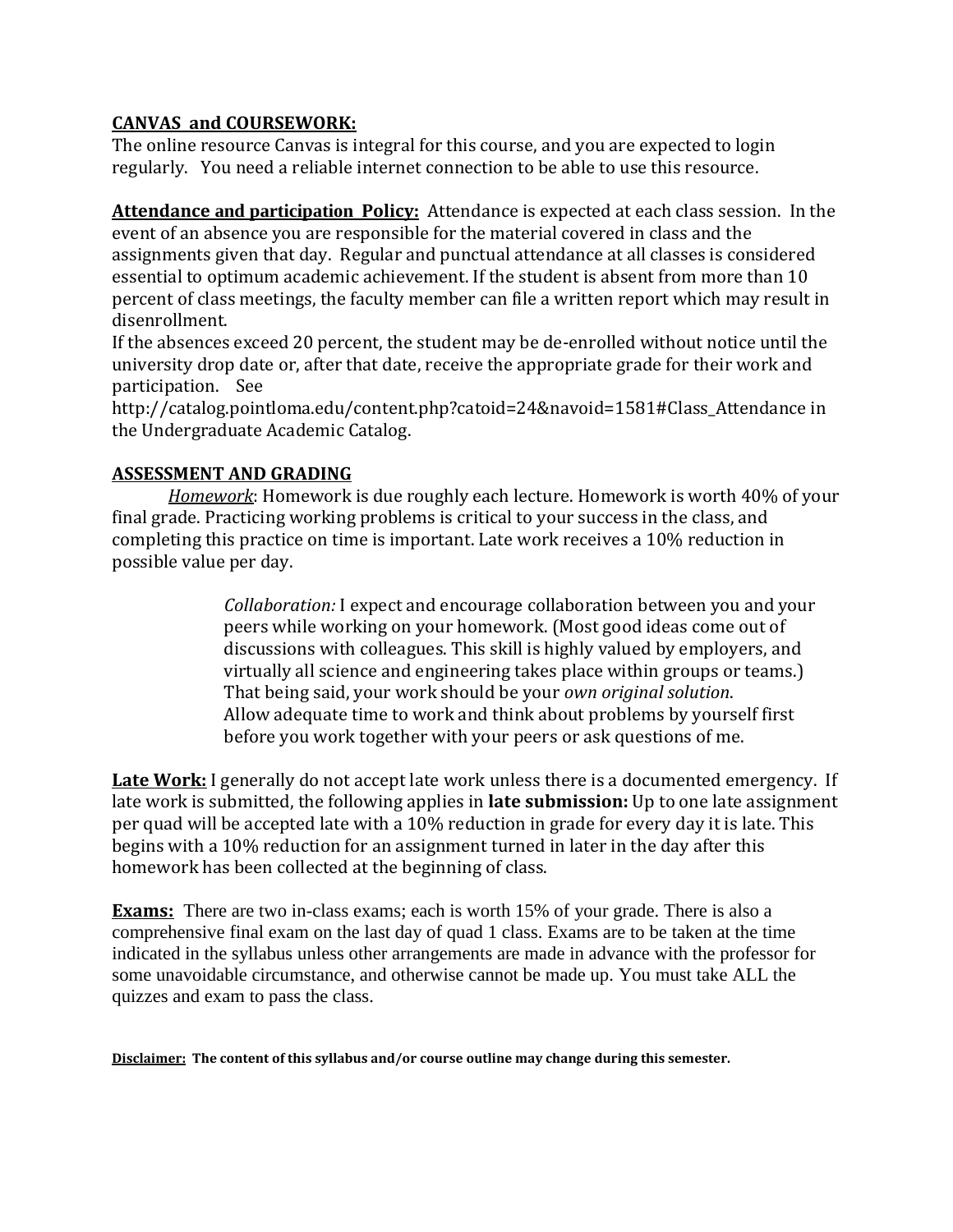**CANVAS and COURSEWORK:**

The online resource Canvas is integral for this course, and you are expected to login regularly. You need a reliable internet connection to be able to use this resource.

**Attendance and participation Policy:** Attendance is expected at each class session. In the event of an absence you are responsible for the material covered in class and the assignments given that day. Regular and punctual attendance at all classes is considered essential to optimum academic achievement. If the student is absent from more than 10 percent of class meetings, the faculty member can file a written report which may result in disenrollment.

If the absences exceed 20 percent, the student may be de-enrolled without notice until the university drop date or, after that date, receive the appropriate grade for their work and participation. See http://catalog.pointloma.edu/content.php?catoid=24&navoid=1581#Class_Attendance in the Undergraduate Academic Catalog.

**ASSESSMENT AND GRADING**

*Homework*: Homework is due roughly each lecture. Homework is worth 40% of your final grade. Practicing working problems is critical to your success in the class, and completing this practice on time is important. Late work receives a 10% reduction in possible value per day.

> *Collaboration:* I expect and encourage collaboration between you and your peers while working on your homework. (Most good ideas come out of discussions with colleagues. This skill is highly valued by employers, and virtually all science and engineering takes place within groups or teams.) That being said, your work should be your *own original solution*. Allow adequate time to work and think about problems by yourself first before you work together with your peers or ask questions of me.

**Late Work:** I generally do not accept late work unless there is a documented emergency. If late work is submitted, the following applies in **late submission:** Up to one late assignment per quad will be accepted late with a 10% reduction in grade for every day it is late. This begins with a 10% reduction for an assignment turned in later in the day after this homework has been collected at the beginning of class.

**Exams:** There are two in-class exams; each is worth 15% of your grade. There is also a comprehensive final exam on the last day of quad 1 class. Exams are to be taken at the time indicated in the syllabus unless other arrangements are made in advance with the professor for some unavoidable circumstance, and otherwise cannot be made up. You must take ALL the quizzes and exam to pass the class.

**Disclaimer: The content of this syllabus and/or course outline may change during this semester.**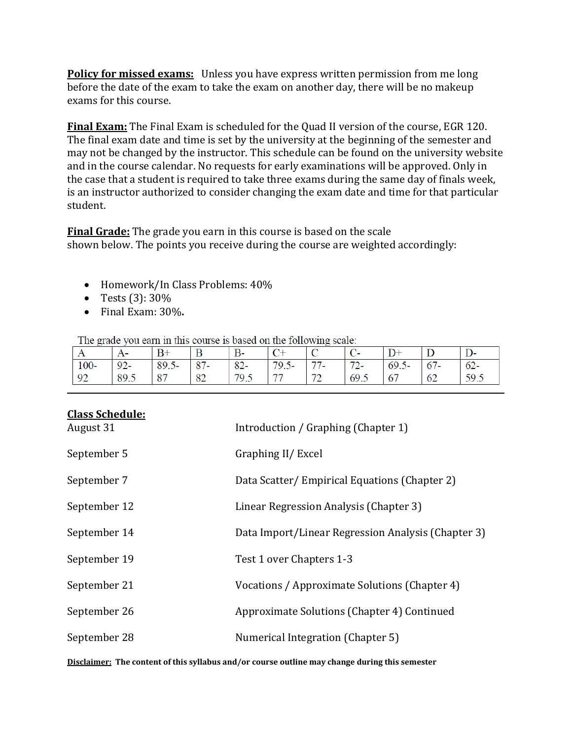**Policy for missed exams:** Unless you have express written permission from me long before the date of the exam to take the exam on another day, there will be no makeup exams for this course.

**Final Exam:** The Final Exam is scheduled for the Quad II version of the course, EGR 120. The final exam date and time is set by the university at the beginning of the semester and may not be changed by the instructor. This schedule can be found on the university website and in the course calendar. No requests for early examinations will be approved. Only in the case that a student is required to take three exams during the same day of finals week, is an instructor authorized to consider changing the exam date and time for that particular student.

**Final Grade:** The grade you earn in this course is based on the scale shown below. The points you receive during the course are weighted accordingly:

- Homework/In Class Problems: 40%
- Tests (3): 30%
- Final Exam: 30%.

The grade you earn in this course is based on the following scale:

| A | A- | B+ | B | B- | C+ | C | C- | D+ | D | D- |
|---|---|---|---|---|---|---|---|---|---|---|
| 100-92 | 92-89.5 | 89.5-87 | 87-82 | 82-79.5 | 79.5-77 | 77-72 | 72-69.5 | 69.5-67 | 67-62 | 62-59.5 |

---

**Class Schedule:**

| | |
|---|---|
| August 31 | Introduction / Graphing (Chapter 1) |
| September 5 | Graphing II/ Excel |
| September 7 | Data Scatter/ Empirical Equations (Chapter 2) |
| September 12 | Linear Regression Analysis (Chapter 3) |
| September 14 | Data Import/Linear Regression Analysis (Chapter 3) |
| September 19 | Test 1 over Chapters 1-3 |
| September 21 | Vocations / Approximate Solutions (Chapter 4) |
| September 26 | Approximate Solutions (Chapter 4) Continued |
| September 28 | Numerical Integration (Chapter 5) |

**Disclaimer: The content of this syllabus and/or course outline may change during this semester**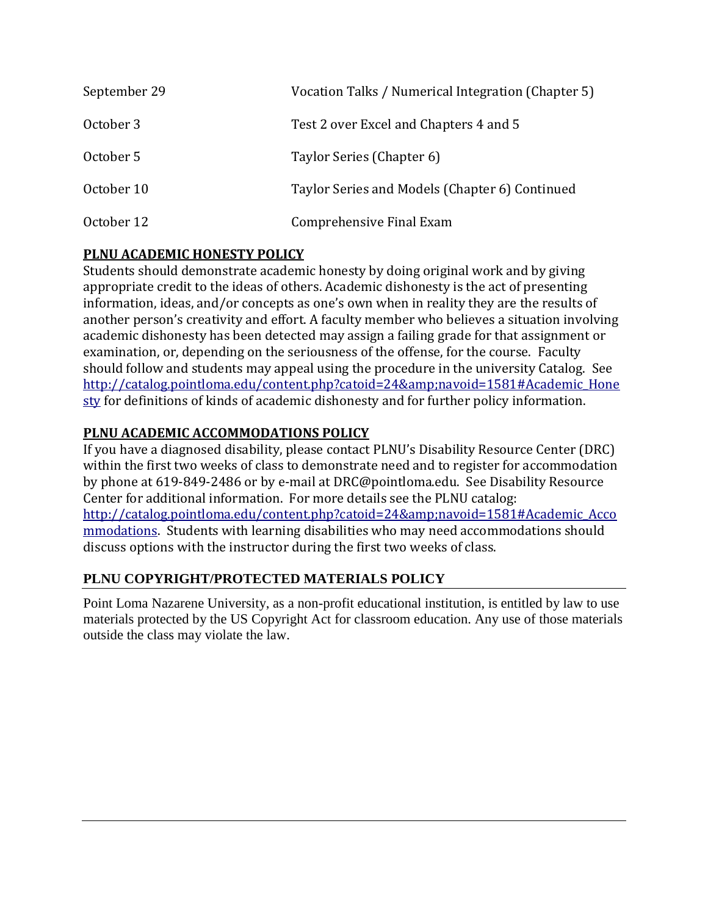| | |
|---|---|
| September 29 | Vocation Talks / Numerical Integration (Chapter 5) |
| October 3 | Test 2 over Excel and Chapters 4 and 5 |
| October 5 | Taylor Series (Chapter 6) |
| October 10 | Taylor Series and Models (Chapter 6) Continued |
| October 12 | Comprehensive Final Exam |

**PLNU ACADEMIC HONESTY POLICY**

Students should demonstrate academic honesty by doing original work and by giving appropriate credit to the ideas of others. Academic dishonesty is the act of presenting information, ideas, and/or concepts as one's own when in reality they are the results of another person's creativity and effort. A faculty member who believes a situation involving academic dishonesty has been detected may assign a failing grade for that assignment or examination, or, depending on the seriousness of the offense, for the course. Faculty should follow and students may appeal using the procedure in the university Catalog. See [http://catalog.pointloma.edu/content.php?catoid=24&amp;navoid=1581#Academic_Honesty](http://catalog.pointloma.edu/content.php?catoid=24&amp;navoid=1581#Academic_Honesty) for definitions of kinds of academic dishonesty and for further policy information.

**PLNU ACADEMIC ACCOMMODATIONS POLICY**

If you have a diagnosed disability, please contact PLNU's Disability Resource Center (DRC) within the first two weeks of class to demonstrate need and to register for accommodation by phone at 619-849-2486 or by e-mail at DRC@pointloma.edu. See Disability Resource Center for additional information. For more details see the PLNU catalog: [http://catalog.pointloma.edu/content.php?catoid=24&amp;navoid=1581#Academic_Accommodations](http://catalog.pointloma.edu/content.php?catoid=24&amp;navoid=1581#Academic_Accommodations). Students with learning disabilities who may need accommodations should discuss options with the instructor during the first two weeks of class.

**PLNU COPYRIGHT/PROTECTED MATERIALS POLICY**

Point Loma Nazarene University, as a non-profit educational institution, is entitled by law to use materials protected by the US Copyright Act for classroom education. Any use of those materials outside the class may violate the law.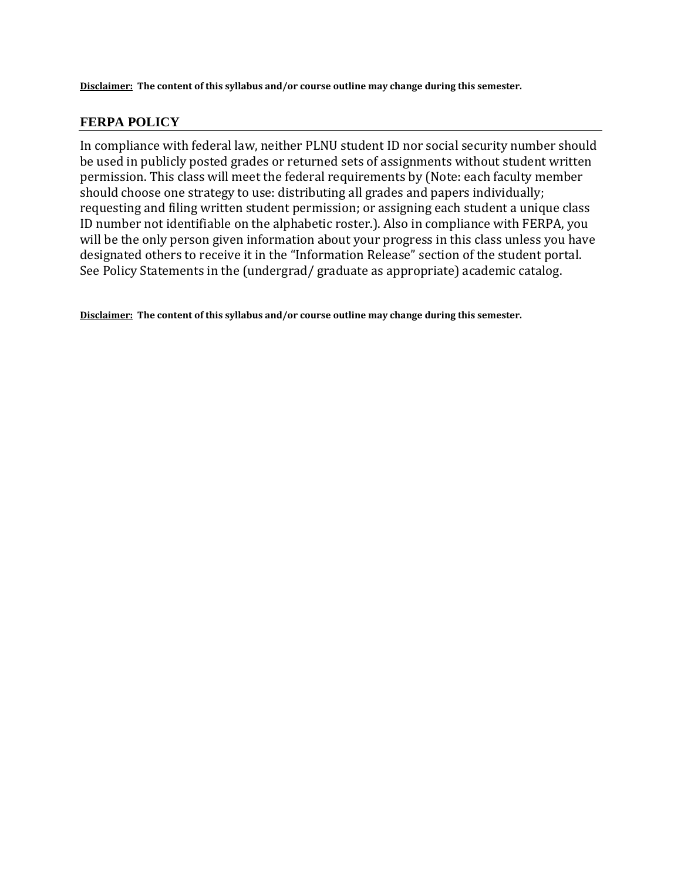**<u>Disclaimer:</u> The content of this syllabus and/or course outline may change during this semester.**

## FERPA POLICY

In compliance with federal law, neither PLNU student ID nor social security number should be used in publicly posted grades or returned sets of assignments without student written permission. This class will meet the federal requirements by (Note: each faculty member should choose one strategy to use: distributing all grades and papers individually; requesting and filing written student permission; or assigning each student a unique class ID number not identifiable on the alphabetic roster.). Also in compliance with FERPA, you will be the only person given information about your progress in this class unless you have designated others to receive it in the "Information Release" section of the student portal. See Policy Statements in the (undergrad/ graduate as appropriate) academic catalog.

**<u>Disclaimer:</u> The content of this syllabus and/or course outline may change during this semester.**